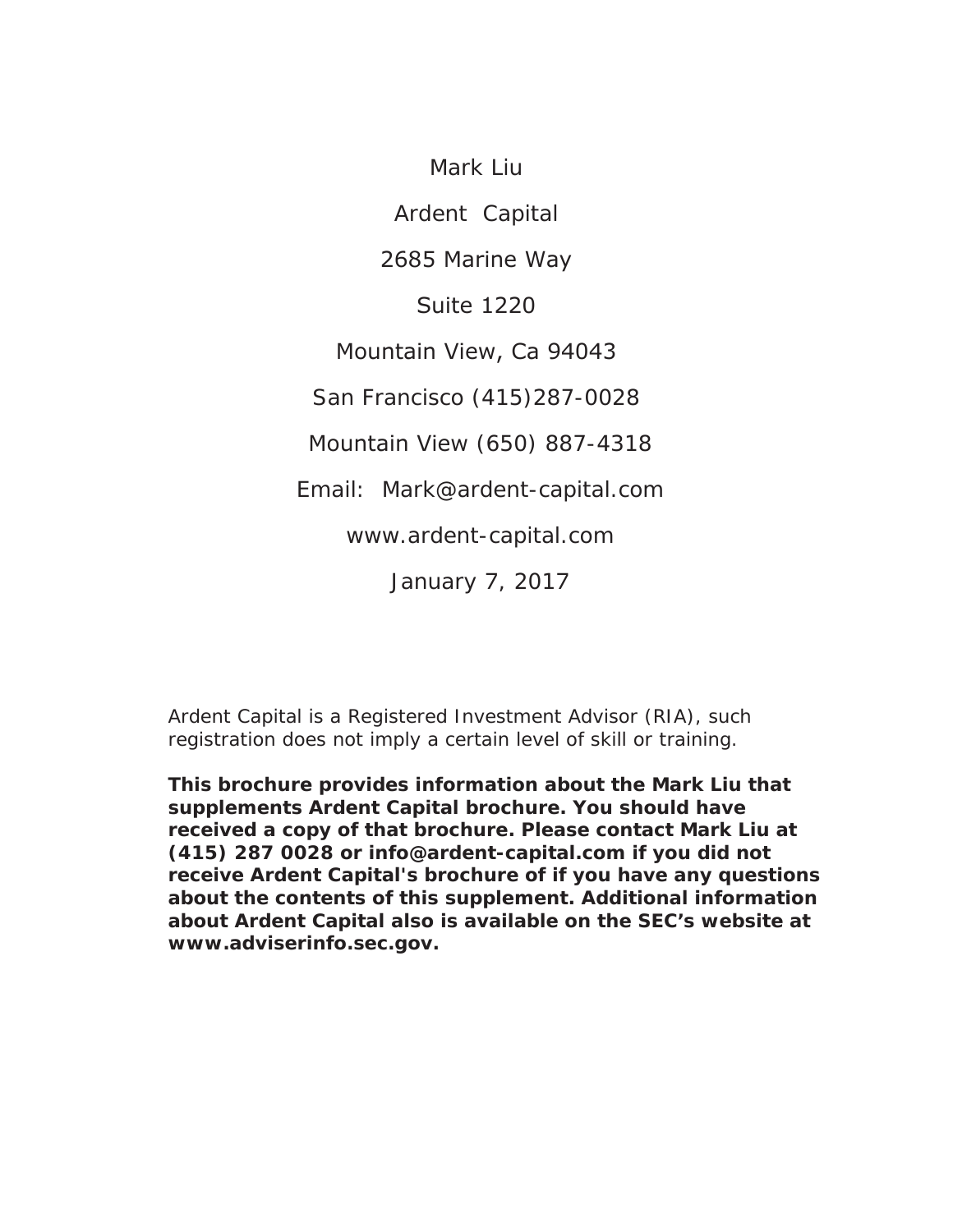Mark Liu

Ardent Capital

2685 Marine Way

Suite 1220

Mountain View, Ca 94043

San Francisco (415)287-0028

Mountain View (650) 887-4318

Email: Mark@ardent-capital.com

www.ardent-capital.com

January 7, 2017

Ardent Capital is a Registered Investment Advisor (RIA), such registration does not imply a certain level of skill or training.

**This brochure provides information about the Mark Liu that supplements Ardent Capital brochure. You should have received a copy of that brochure. Please contact Mark Liu at (415) 287 0028 or info@ardent-capital.com if you did not receive Ardent Capital's brochure of if you have any questions about the contents of this supplement. Additional information about Ardent Capital also is available on the SEC's website at www.adviserinfo.sec.gov.**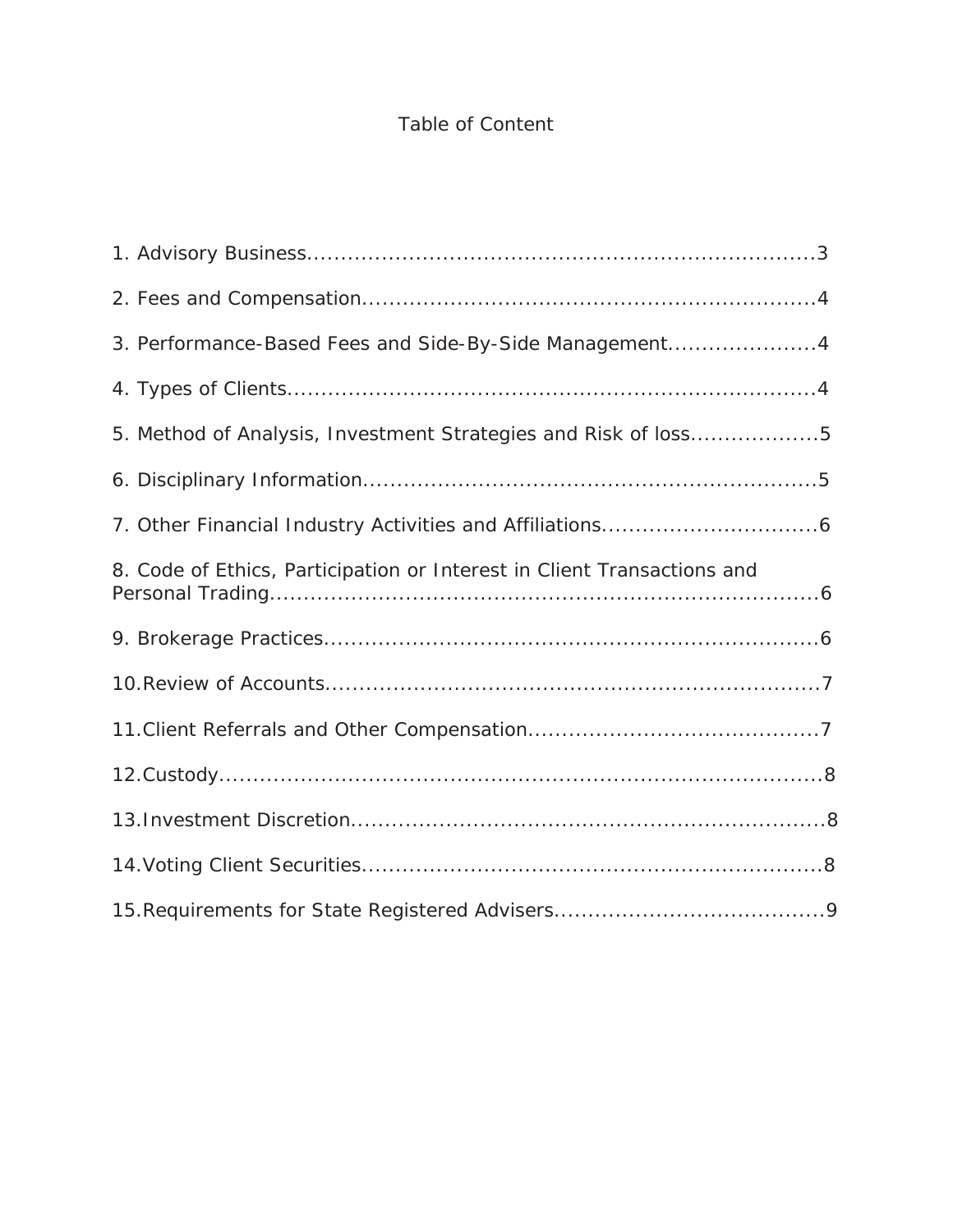# Table of Content

1. Advisory Business....................................................................3
2. Fees and Compensation..........................................................4
3. Performance-Based Fees and Side-By-Side Management......................4
4. Types of Clients.......................................................................4
5. Method of Analysis, Investment Strategies and Risk of loss...................5
6. Disciplinary Information...........................................................5
7. Other Financial Industry Activities and Affiliations................................6
8. Code of Ethics, Participation or Interest in Client Transactions and Personal Trading.........................................................................6
9. Brokerage Practices.................................................................6
10. Review of Accounts.................................................................7
11. Client Referrals and Other Compensation..........................................7
12. Custody.................................................................................8
13. Investment Discretion..............................................................8
14. Voting Client Securities............................................................8
15. Requirements for State Registered Advisers.......................................9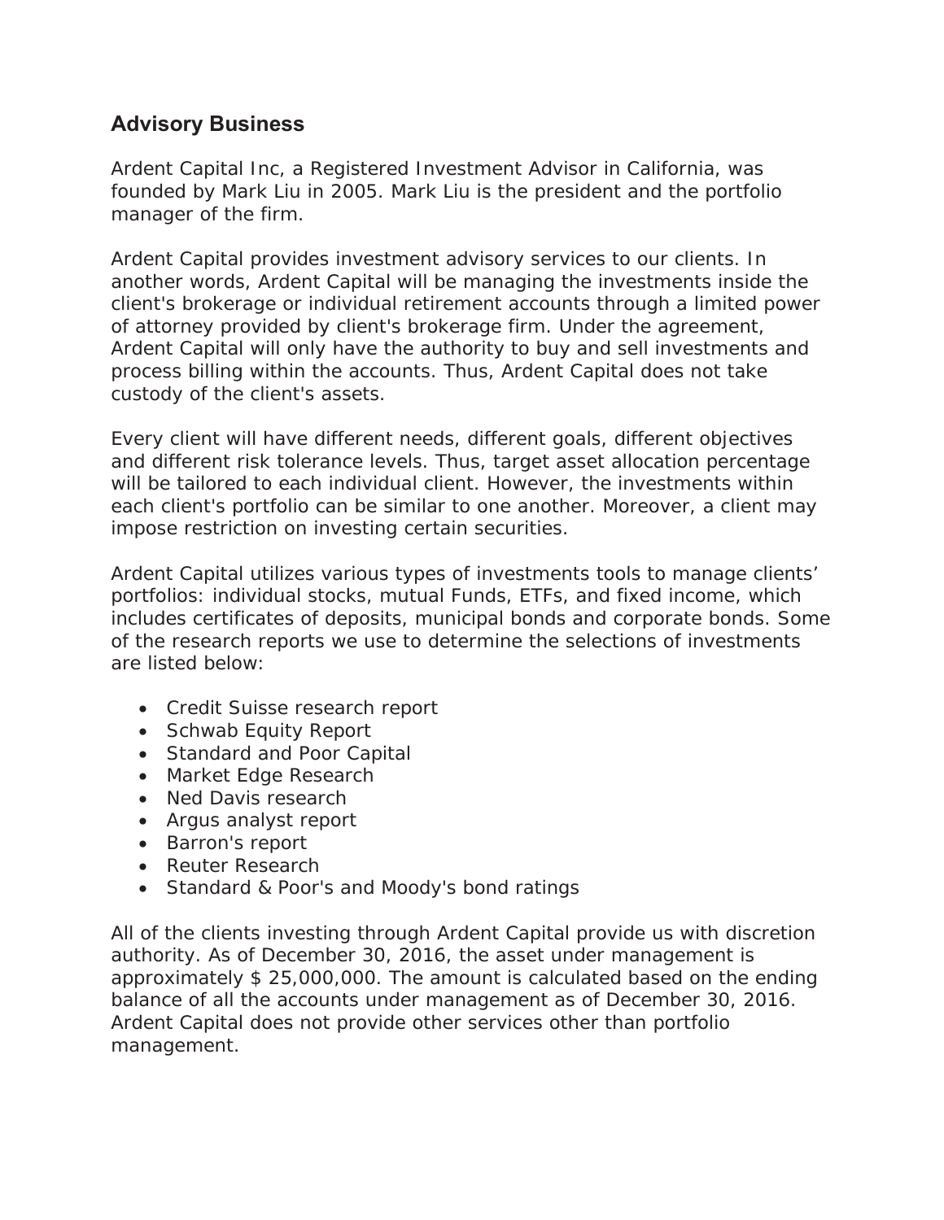## Advisory Business

Ardent Capital Inc, a Registered Investment Advisor in California, was founded by Mark Liu in 2005. Mark Liu is the president and the portfolio manager of the firm.

Ardent Capital provides investment advisory services to our clients. In another words, Ardent Capital will be managing the investments inside the client's brokerage or individual retirement accounts through a limited power of attorney provided by client's brokerage firm. Under the agreement, Ardent Capital will only have the authority to buy and sell investments and process billing within the accounts. Thus, Ardent Capital does not take custody of the client's assets.

Every client will have different needs, different goals, different objectives and different risk tolerance levels. Thus, target asset allocation percentage will be tailored to each individual client. However, the investments within each client's portfolio can be similar to one another. Moreover, a client may impose restriction on investing certain securities.

Ardent Capital utilizes various types of investments tools to manage clients' portfolios: individual stocks, mutual Funds, ETFs, and fixed income, which includes certificates of deposits, municipal bonds and corporate bonds. Some of the research reports we use to determine the selections of investments are listed below:

- Credit Suisse research report
- Schwab Equity Report
- Standard and Poor Capital
- Market Edge Research
- Ned Davis research
- Argus analyst report
- Barron's report
- Reuter Research
- Standard & Poor's and Moody's bond ratings

All of the clients investing through Ardent Capital provide us with discretion authority. As of December 30, 2016, the asset under management is approximately $ 25,000,000. The amount is calculated based on the ending balance of all the accounts under management as of December 30, 2016. Ardent Capital does not provide other services other than portfolio management.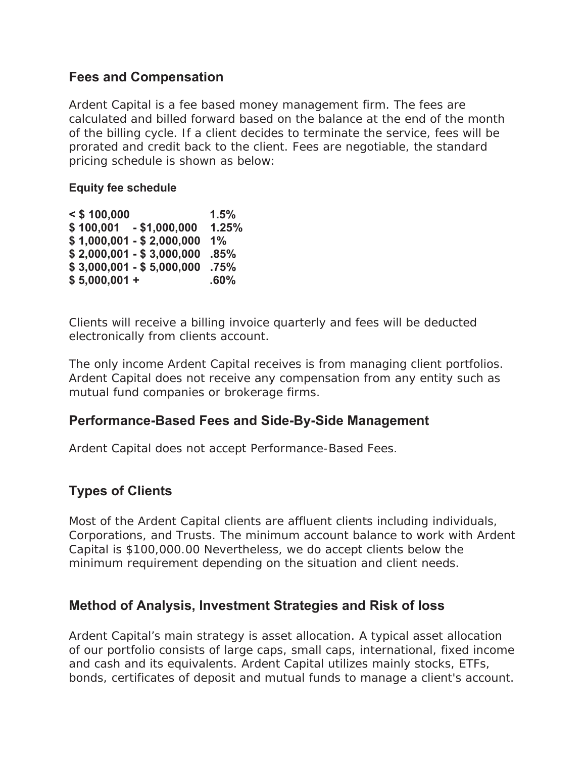## Fees and Compensation

Ardent Capital is a fee based money management firm. The fees are calculated and billed forward based on the balance at the end of the month of the billing cycle. If a client decides to terminate the service, fees will be prorated and credit back to the client. Fees are negotiable, the standard pricing schedule is shown as below:

**Equity fee schedule**

| | |
|---|---|
| **< $ 100,000** | **1.5%** |
| **$ 100,001 - $1,000,000** | **1.25%** |
| **$ 1,000,001 - $ 2,000,000** | **1%** |
| **$ 2,000,001 - $ 3,000,000** | **.85%** |
| **$ 3,000,001 - $ 5,000,000** | **.75%** |
| **$ 5,000,001 +** | **.60%** |

Clients will receive a billing invoice quarterly and fees will be deducted electronically from clients account.

The only income Ardent Capital receives is from managing client portfolios. Ardent Capital does not receive any compensation from any entity such as mutual fund companies or brokerage firms.

## Performance-Based Fees and Side-By-Side Management

Ardent Capital does not accept Performance-Based Fees.

## Types of Clients

Most of the Ardent Capital clients are affluent clients including individuals, Corporations, and Trusts. The minimum account balance to work with Ardent Capital is $100,000.00 Nevertheless, we do accept clients below the minimum requirement depending on the situation and client needs.

## Method of Analysis, Investment Strategies and Risk of loss

Ardent Capital's main strategy is asset allocation. A typical asset allocation of our portfolio consists of large caps, small caps, international, fixed income and cash and its equivalents. Ardent Capital utilizes mainly stocks, ETFs, bonds, certificates of deposit and mutual funds to manage a client's account.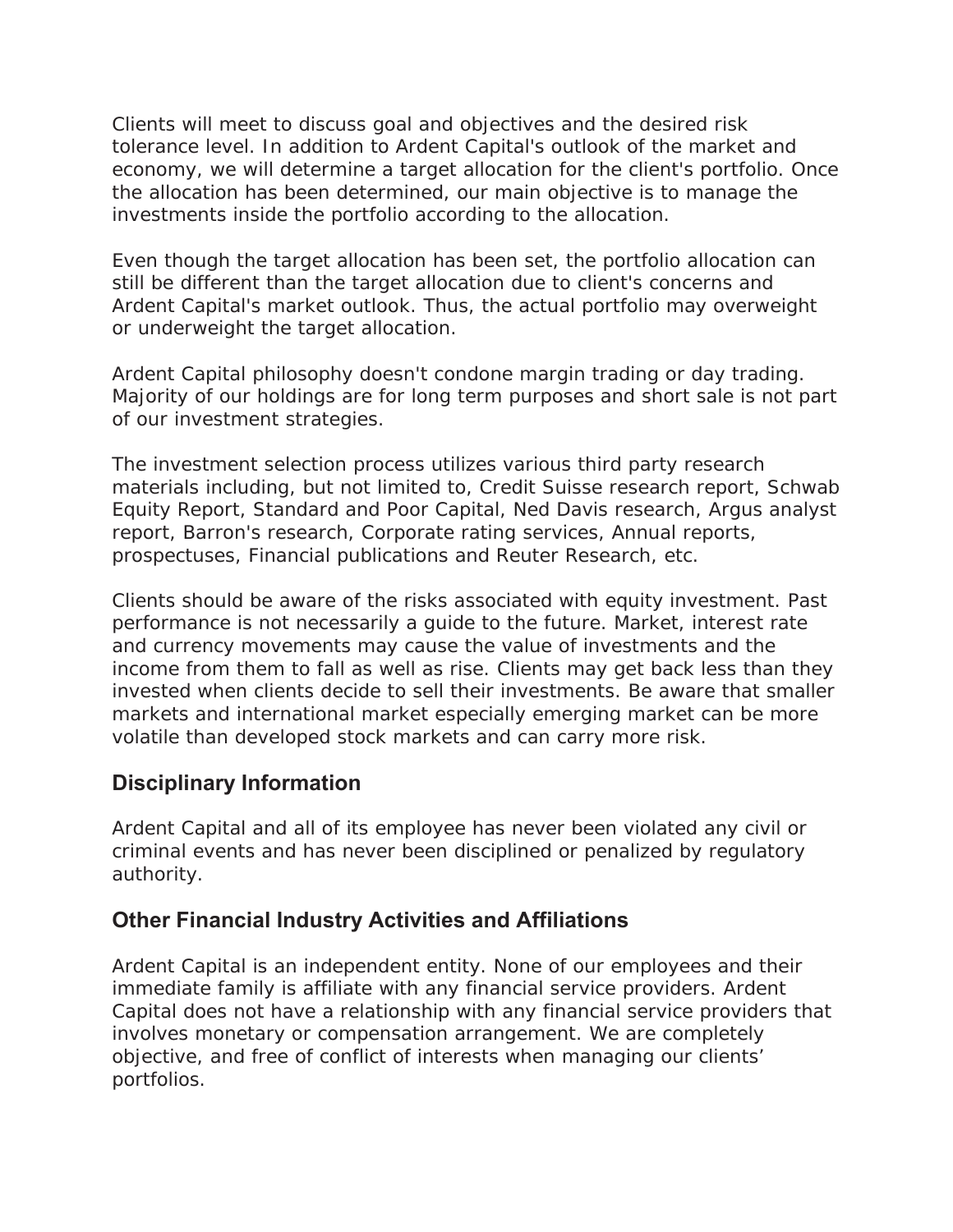Clients will meet to discuss goal and objectives and the desired risk tolerance level. In addition to Ardent Capital's outlook of the market and economy, we will determine a target allocation for the client's portfolio. Once the allocation has been determined, our main objective is to manage the investments inside the portfolio according to the allocation.

Even though the target allocation has been set, the portfolio allocation can still be different than the target allocation due to client's concerns and Ardent Capital's market outlook. Thus, the actual portfolio may overweight or underweight the target allocation.

Ardent Capital philosophy doesn't condone margin trading or day trading. Majority of our holdings are for long term purposes and short sale is not part of our investment strategies.

The investment selection process utilizes various third party research materials including, but not limited to, Credit Suisse research report, Schwab Equity Report, Standard and Poor Capital, Ned Davis research, Argus analyst report, Barron's research, Corporate rating services, Annual reports, prospectuses, Financial publications and Reuter Research, etc.

Clients should be aware of the risks associated with equity investment. Past performance is not necessarily a guide to the future. Market, interest rate and currency movements may cause the value of investments and the income from them to fall as well as rise. Clients may get back less than they invested when clients decide to sell their investments. Be aware that smaller markets and international market especially emerging market can be more volatile than developed stock markets and can carry more risk.

## Disciplinary Information

Ardent Capital and all of its employee has never been violated any civil or criminal events and has never been disciplined or penalized by regulatory authority.

## Other Financial Industry Activities and Affiliations

Ardent Capital is an independent entity. None of our employees and their immediate family is affiliate with any financial service providers. Ardent Capital does not have a relationship with any financial service providers that involves monetary or compensation arrangement. We are completely objective, and free of conflict of interests when managing our clients' portfolios.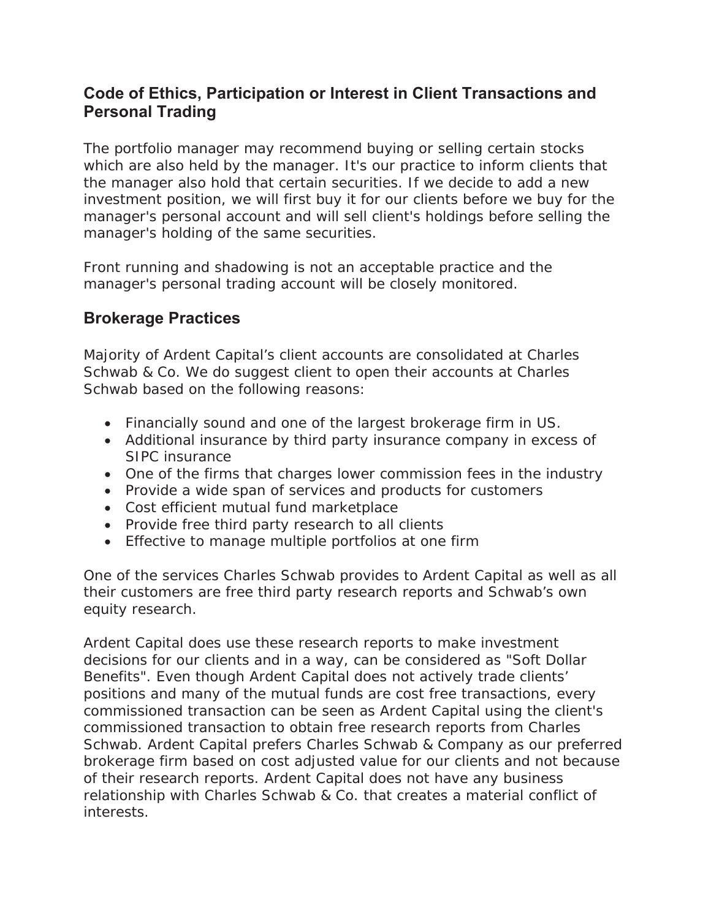## Code of Ethics, Participation or Interest in Client Transactions and Personal Trading

The portfolio manager may recommend buying or selling certain stocks which are also held by the manager. It's our practice to inform clients that the manager also hold that certain securities. If we decide to add a new investment position, we will first buy it for our clients before we buy for the manager's personal account and will sell client's holdings before selling the manager's holding of the same securities.

Front running and shadowing is not an acceptable practice and the manager's personal trading account will be closely monitored.

## Brokerage Practices

Majority of Ardent Capital's client accounts are consolidated at Charles Schwab & Co. We do suggest client to open their accounts at Charles Schwab based on the following reasons:

- Financially sound and one of the largest brokerage firm in US.
- Additional insurance by third party insurance company in excess of SIPC insurance
- One of the firms that charges lower commission fees in the industry
- Provide a wide span of services and products for customers
- Cost efficient mutual fund marketplace
- Provide free third party research to all clients
- Effective to manage multiple portfolios at one firm

One of the services Charles Schwab provides to Ardent Capital as well as all their customers are free third party research reports and Schwab's own equity research.

Ardent Capital does use these research reports to make investment decisions for our clients and in a way, can be considered as "Soft Dollar Benefits". Even though Ardent Capital does not actively trade clients' positions and many of the mutual funds are cost free transactions, every commissioned transaction can be seen as Ardent Capital using the client's commissioned transaction to obtain free research reports from Charles Schwab. Ardent Capital prefers Charles Schwab & Company as our preferred brokerage firm based on cost adjusted value for our clients and not because of their research reports. Ardent Capital does not have any business relationship with Charles Schwab & Co. that creates a material conflict of interests.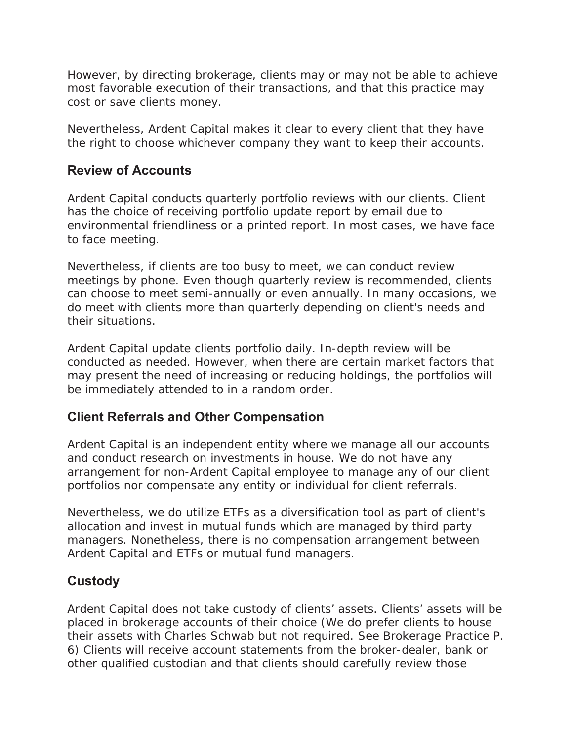However, by directing brokerage, clients may or may not be able to achieve most favorable execution of their transactions, and that this practice may cost or save clients money.

Nevertheless, Ardent Capital makes it clear to every client that they have the right to choose whichever company they want to keep their accounts.

## Review of Accounts

Ardent Capital conducts quarterly portfolio reviews with our clients. Client has the choice of receiving portfolio update report by email due to environmental friendliness or a printed report. In most cases, we have face to face meeting.

Nevertheless, if clients are too busy to meet, we can conduct review meetings by phone. Even though quarterly review is recommended, clients can choose to meet semi-annually or even annually. In many occasions, we do meet with clients more than quarterly depending on client's needs and their situations.

Ardent Capital update clients portfolio daily. In-depth review will be conducted as needed. However, when there are certain market factors that may present the need of increasing or reducing holdings, the portfolios will be immediately attended to in a random order.

## Client Referrals and Other Compensation

Ardent Capital is an independent entity where we manage all our accounts and conduct research on investments in house. We do not have any arrangement for non-Ardent Capital employee to manage any of our client portfolios nor compensate any entity or individual for client referrals.

Nevertheless, we do utilize ETFs as a diversification tool as part of client's allocation and invest in mutual funds which are managed by third party managers. Nonetheless, there is no compensation arrangement between Ardent Capital and ETFs or mutual fund managers.

## Custody

Ardent Capital does not take custody of clients' assets. Clients' assets will be placed in brokerage accounts of their choice (We do prefer clients to house their assets with Charles Schwab but not required. See Brokerage Practice P. 6) Clients will receive account statements from the broker-dealer, bank or other qualified custodian and that clients should carefully review those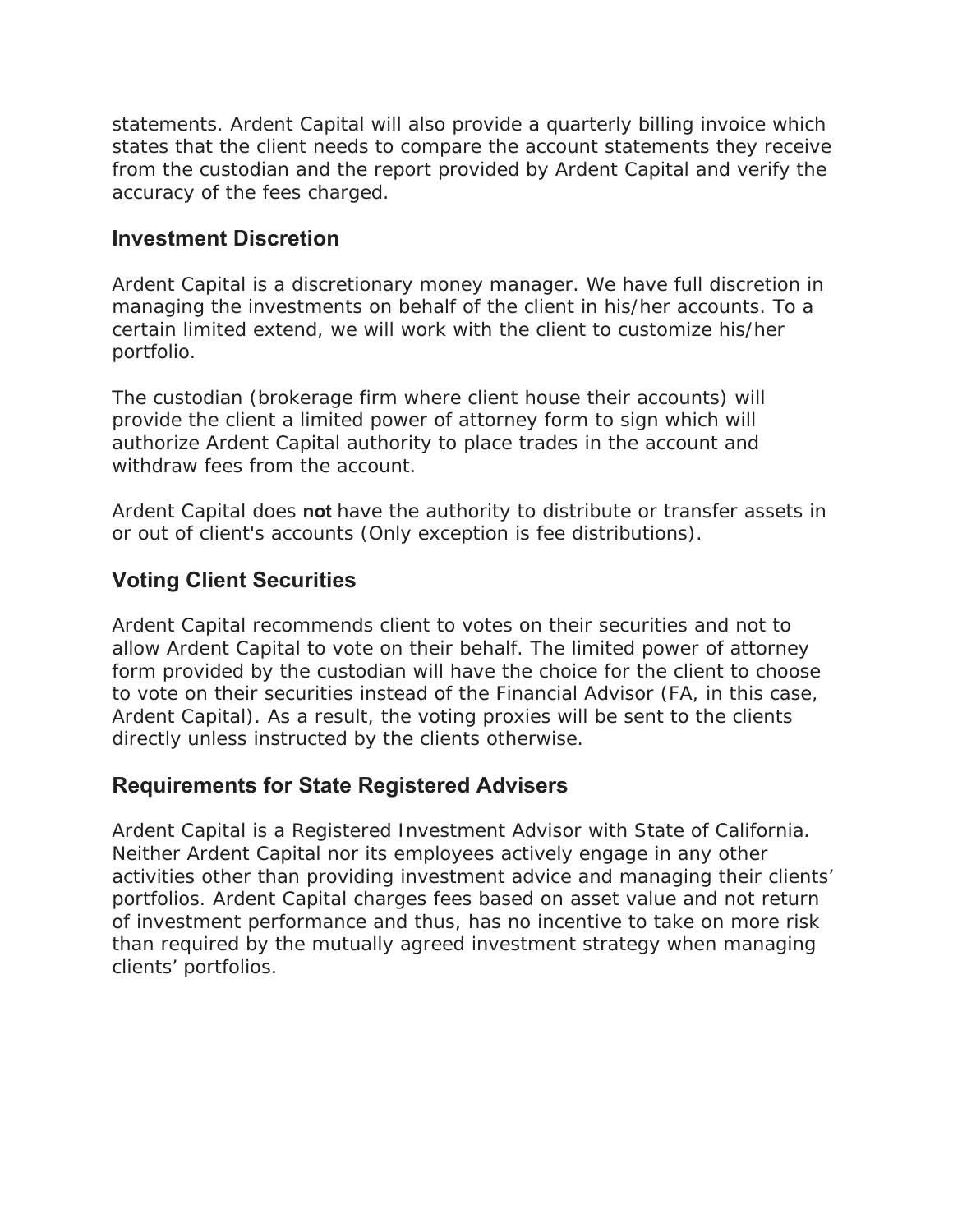statements. Ardent Capital will also provide a quarterly billing invoice which states that the client needs to compare the account statements they receive from the custodian and the report provided by Ardent Capital and verify the accuracy of the fees charged.

## Investment Discretion

Ardent Capital is a discretionary money manager. We have full discretion in managing the investments on behalf of the client in his/her accounts. To a certain limited extend, we will work with the client to customize his/her portfolio.

The custodian (brokerage firm where client house their accounts) will provide the client a limited power of attorney form to sign which will authorize Ardent Capital authority to place trades in the account and withdraw fees from the account.

Ardent Capital does **not** have the authority to distribute or transfer assets in or out of client's accounts (Only exception is fee distributions).

## Voting Client Securities

Ardent Capital recommends client to votes on their securities and not to allow Ardent Capital to vote on their behalf. The limited power of attorney form provided by the custodian will have the choice for the client to choose to vote on their securities instead of the Financial Advisor (FA, in this case, Ardent Capital). As a result, the voting proxies will be sent to the clients directly unless instructed by the clients otherwise.

## Requirements for State Registered Advisers

Ardent Capital is a Registered Investment Advisor with State of California. Neither Ardent Capital nor its employees actively engage in any other activities other than providing investment advice and managing their clients' portfolios. Ardent Capital charges fees based on asset value and not return of investment performance and thus, has no incentive to take on more risk than required by the mutually agreed investment strategy when managing clients' portfolios.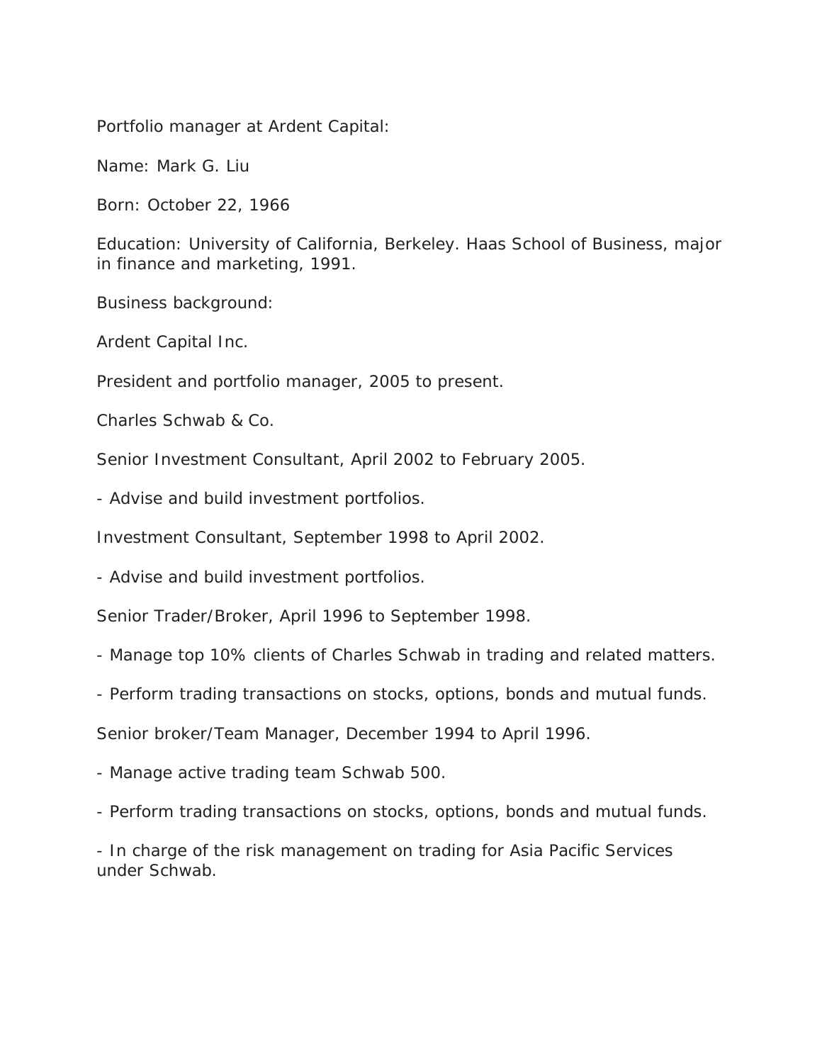Portfolio manager at Ardent Capital:

Name: Mark G. Liu

Born: October 22, 1966

Education: University of California, Berkeley. Haas School of Business, major in finance and marketing, 1991.

Business background:

Ardent Capital Inc.

President and portfolio manager, 2005 to present.

Charles Schwab & Co.

Senior Investment Consultant, April 2002 to February 2005.

- Advise and build investment portfolios.

Investment Consultant, September 1998 to April 2002.

- Advise and build investment portfolios.

Senior Trader/Broker, April 1996 to September 1998.

- Manage top 10% clients of Charles Schwab in trading and related matters.

- Perform trading transactions on stocks, options, bonds and mutual funds.

Senior broker/Team Manager, December 1994 to April 1996.

- Manage active trading team Schwab 500.

- Perform trading transactions on stocks, options, bonds and mutual funds.

- In charge of the risk management on trading for Asia Pacific Services under Schwab.